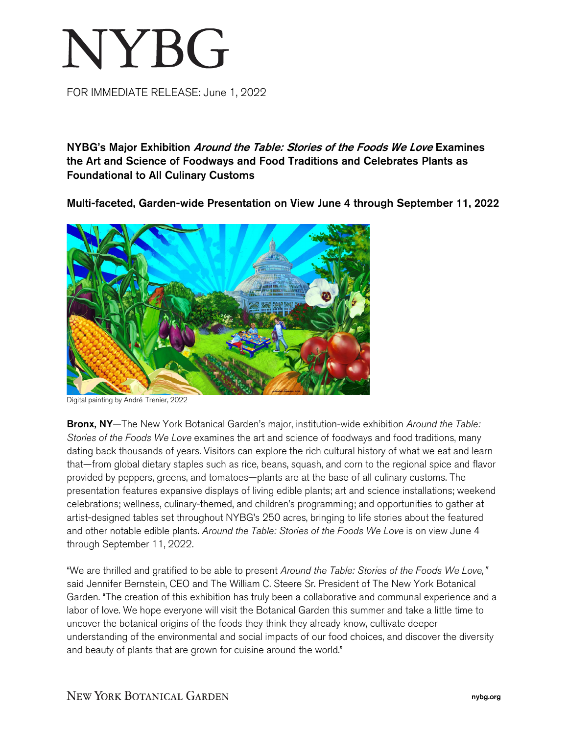# NYBG

FOR IMMEDIATE RELEASE: June 1, 2022

## NYBG's Major Exhibition *Around the Table: Stories of the Foods We Love* Examines the Art and Science of Foodways and Food Traditions and Celebrates Plants as Foundational to All Culinary Customs

### Multi-faceted, Garden-wide Presentation on View June 4 through September 11, 2022

Digital painting by André Trenier, 2022

**Bronx, NY**—The New York Botanical Garden's major, institution-wide exhibition *Around the Table: Stories of the Foods We Love* examines the art and science of foodways and food traditions, many dating back thousands of years. Visitors can explore the rich cultural history of what we eat and learn that—from global dietary staples such as rice, beans, squash, and corn to the regional spice and flavor provided by peppers, greens, and tomatoes—plants are at the base of all culinary customs. The presentation features expansive displays of living edible plants; art and science installations; weekend celebrations; wellness, culinary-themed, and children's programming; and opportunities to gather at artist-designed tables set throughout NYBG's 250 acres, bringing to life stories about the featured and other notable edible plants. *Around the Table: Stories of the Foods We Love* is on view June 4 through September 11, 2022.

"We are thrilled and gratified to be able to present *Around the Table: Stories of the Foods We Love,"* said Jennifer Bernstein, CEO and The William C. Steere Sr. President of The New York Botanical Garden. "The creation of this exhibition has truly been a collaborative and communal experience and a labor of love. We hope everyone will visit the Botanical Garden this summer and take a little time to uncover the botanical origins of the foods they think they already know, cultivate deeper understanding of the environmental and social impacts of our food choices, and discover the diversity and beauty of plants that are grown for cuisine around the world."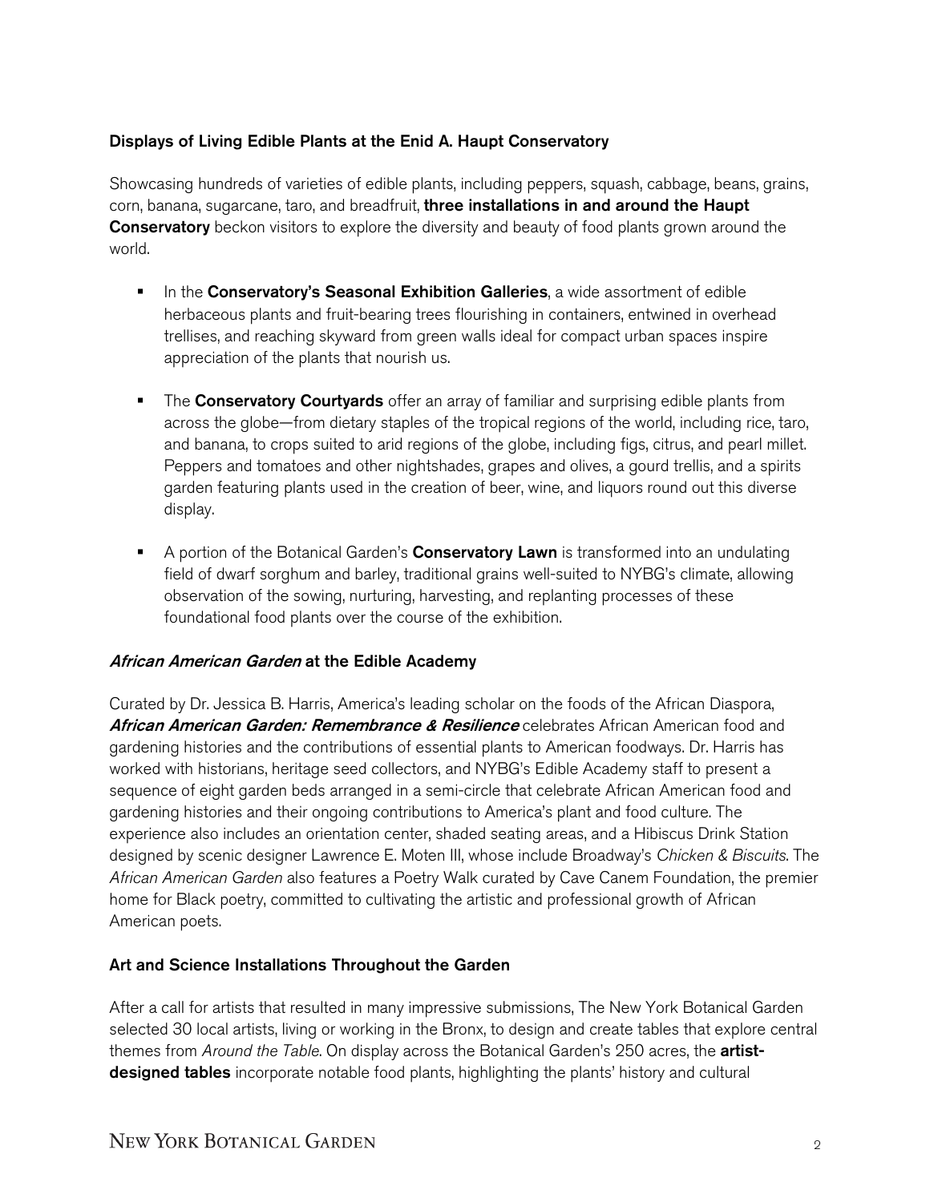**Displays of Living Edible Plants at the Enid A. Haupt Conservatory**

Showcasing hundreds of varieties of edible plants, including peppers, squash, cabbage, beans, grains, corn, banana, sugarcane, taro, and breadfruit, **three installations in and around the Haupt Conservatory** beckon visitors to explore the diversity and beauty of food plants grown around the world.

- In the **Conservatory's Seasonal Exhibition Galleries**, a wide assortment of edible herbaceous plants and fruit-bearing trees flourishing in containers, entwined in overhead trellises, and reaching skyward from green walls ideal for compact urban spaces inspire appreciation of the plants that nourish us.

- The **Conservatory Courtyards** offer an array of familiar and surprising edible plants from across the globe—from dietary staples of the tropical regions of the world, including rice, taro, and banana, to crops suited to arid regions of the globe, including figs, citrus, and pearl millet. Peppers and tomatoes and other nightshades, grapes and olives, a gourd trellis, and a spirits garden featuring plants used in the creation of beer, wine, and liquors round out this diverse display.

- A portion of the Botanical Garden's **Conservatory Lawn** is transformed into an undulating field of dwarf sorghum and barley, traditional grains well-suited to NYBG's climate, allowing observation of the sowing, nurturing, harvesting, and replanting processes of these foundational food plants over the course of the exhibition.

***African American Garden* at the Edible Academy**

Curated by Dr. Jessica B. Harris, America's leading scholar on the foods of the African Diaspora, ***African American Garden: Remembrance & Resilience*** celebrates African American food and gardening histories and the contributions of essential plants to American foodways. Dr. Harris has worked with historians, heritage seed collectors, and NYBG's Edible Academy staff to present a sequence of eight garden beds arranged in a semi-circle that celebrate African American food and gardening histories and their ongoing contributions to America's plant and food culture. The experience also includes an orientation center, shaded seating areas, and a Hibiscus Drink Station designed by scenic designer Lawrence E. Moten III, whose include Broadway's *Chicken & Biscuits*. The *African American Garden* also features a Poetry Walk curated by Cave Canem Foundation, the premier home for Black poetry, committed to cultivating the artistic and professional growth of African American poets.

**Art and Science Installations Throughout the Garden**

After a call for artists that resulted in many impressive submissions, The New York Botanical Garden selected 30 local artists, living or working in the Bronx, to design and create tables that explore central themes from *Around the Table*. On display across the Botanical Garden's 250 acres, the **artist-designed tables** incorporate notable food plants, highlighting the plants' history and cultural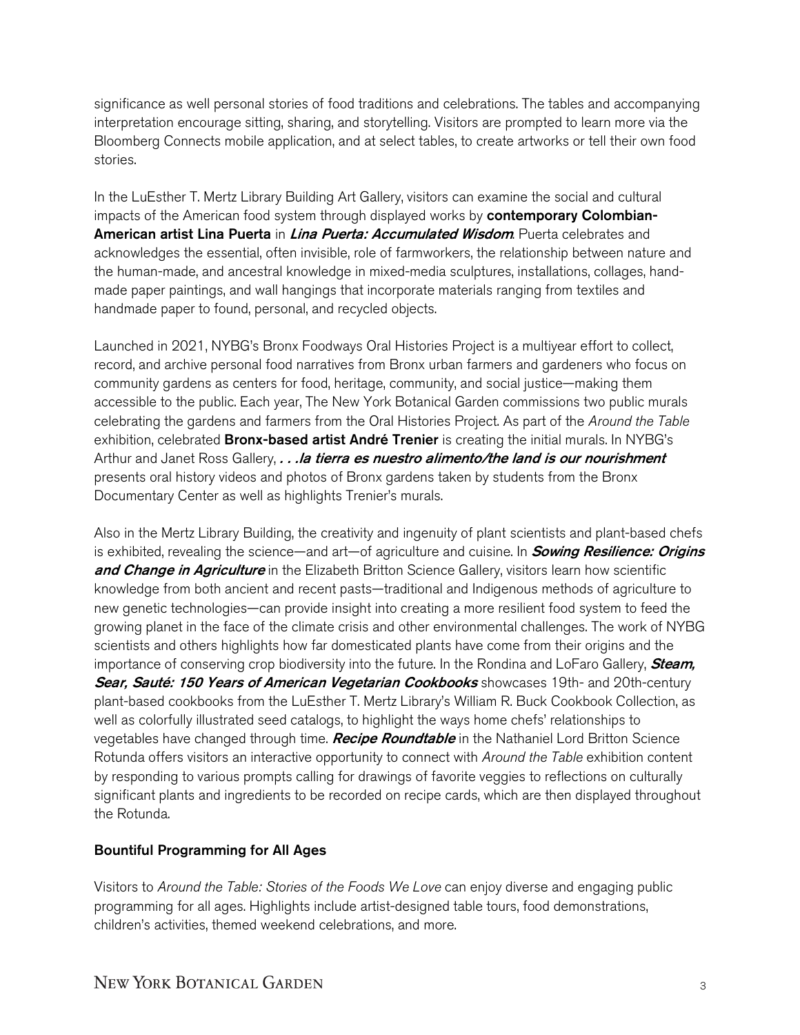significance as well personal stories of food traditions and celebrations. The tables and accompanying interpretation encourage sitting, sharing, and storytelling. Visitors are prompted to learn more via the Bloomberg Connects mobile application, and at select tables, to create artworks or tell their own food stories.

In the LuEsther T. Mertz Library Building Art Gallery, visitors can examine the social and cultural impacts of the American food system through displayed works by **contemporary Colombian-American artist Lina Puerta** in ***Lina Puerta: Accumulated Wisdom***. Puerta celebrates and acknowledges the essential, often invisible, role of farmworkers, the relationship between nature and the human-made, and ancestral knowledge in mixed-media sculptures, installations, collages, hand-made paper paintings, and wall hangings that incorporate materials ranging from textiles and handmade paper to found, personal, and recycled objects.

Launched in 2021, NYBG's Bronx Foodways Oral Histories Project is a multiyear effort to collect, record, and archive personal food narratives from Bronx urban farmers and gardeners who focus on community gardens as centers for food, heritage, community, and social justice—making them accessible to the public. Each year, The New York Botanical Garden commissions two public murals celebrating the gardens and farmers from the Oral Histories Project. As part of the *Around the Table* exhibition, celebrated **Bronx-based artist André Trenier** is creating the initial murals. In NYBG's Arthur and Janet Ross Gallery, ***. . .la tierra es nuestro alimento/the land is our nourishment*** presents oral history videos and photos of Bronx gardens taken by students from the Bronx Documentary Center as well as highlights Trenier's murals.

Also in the Mertz Library Building, the creativity and ingenuity of plant scientists and plant-based chefs is exhibited, revealing the science—and art—of agriculture and cuisine. In ***Sowing Resilience: Origins and Change in Agriculture*** in the Elizabeth Britton Science Gallery, visitors learn how scientific knowledge from both ancient and recent pasts—traditional and Indigenous methods of agriculture to new genetic technologies—can provide insight into creating a more resilient food system to feed the growing planet in the face of the climate crisis and other environmental challenges. The work of NYBG scientists and others highlights how far domesticated plants have come from their origins and the importance of conserving crop biodiversity into the future. In the Rondina and LoFaro Gallery, ***Steam, Sear, Sauté: 150 Years of American Vegetarian Cookbooks*** showcases 19th- and 20th-century plant-based cookbooks from the LuEsther T. Mertz Library's William R. Buck Cookbook Collection, as well as colorfully illustrated seed catalogs, to highlight the ways home chefs' relationships to vegetables have changed through time. ***Recipe Roundtable*** in the Nathaniel Lord Britton Science Rotunda offers visitors an interactive opportunity to connect with *Around the Table* exhibition content by responding to various prompts calling for drawings of favorite veggies to reflections on culturally significant plants and ingredients to be recorded on recipe cards, which are then displayed throughout the Rotunda.

**Bountiful Programming for All Ages**

Visitors to *Around the Table: Stories of the Foods We Love* can enjoy diverse and engaging public programming for all ages. Highlights include artist-designed table tours, food demonstrations, children's activities, themed weekend celebrations, and more.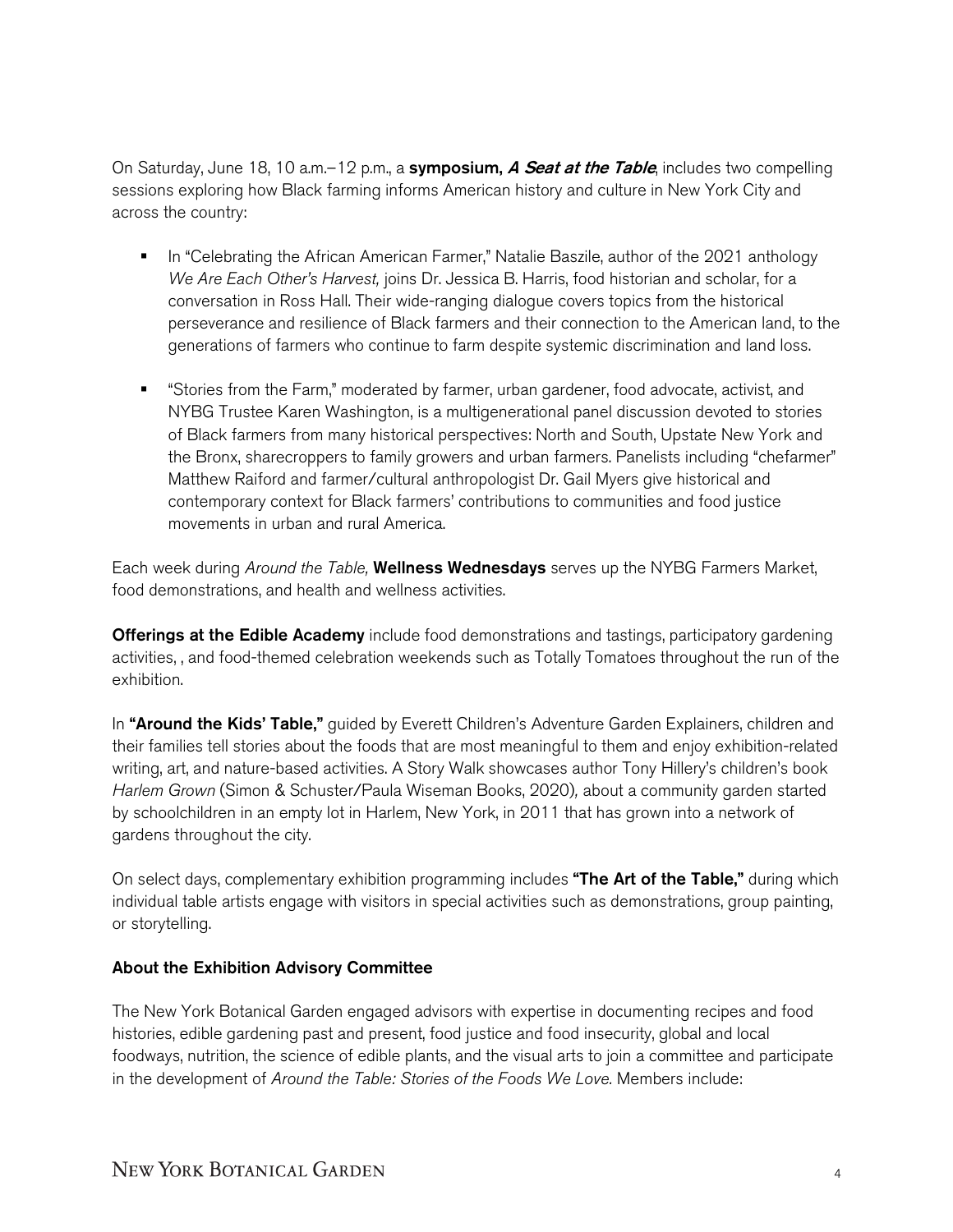On Saturday, June 18, 10 a.m.–12 p.m., a **symposium, *A Seat at the Table***, includes two compelling sessions exploring how Black farming informs American history and culture in New York City and across the country:

- In "Celebrating the African American Farmer," Natalie Baszile, author of the 2021 anthology *We Are Each Other's Harvest,* joins Dr. Jessica B. Harris, food historian and scholar, for a conversation in Ross Hall. Their wide-ranging dialogue covers topics from the historical perseverance and resilience of Black farmers and their connection to the American land, to the generations of farmers who continue to farm despite systemic discrimination and land loss.

- "Stories from the Farm," moderated by farmer, urban gardener, food advocate, activist, and NYBG Trustee Karen Washington, is a multigenerational panel discussion devoted to stories of Black farmers from many historical perspectives: North and South, Upstate New York and the Bronx, sharecroppers to family growers and urban farmers. Panelists including "chefarmer" Matthew Raiford and farmer/cultural anthropologist Dr. Gail Myers give historical and contemporary context for Black farmers' contributions to communities and food justice movements in urban and rural America.

Each week during *Around the Table,* **Wellness Wednesdays** serves up the NYBG Farmers Market, food demonstrations, and health and wellness activities.

**Offerings at the Edible Academy** include food demonstrations and tastings, participatory gardening activities, , and food-themed celebration weekends such as Totally Tomatoes throughout the run of the exhibition.

In **"Around the Kids' Table,"** guided by Everett Children's Adventure Garden Explainers, children and their families tell stories about the foods that are most meaningful to them and enjoy exhibition-related writing, art, and nature-based activities. A Story Walk showcases author Tony Hillery's children's book *Harlem Grown* (Simon & Schuster/Paula Wiseman Books, 2020)*,* about a community garden started by schoolchildren in an empty lot in Harlem, New York, in 2011 that has grown into a network of gardens throughout the city.

On select days, complementary exhibition programming includes **"The Art of the Table,"** during which individual table artists engage with visitors in special activities such as demonstrations, group painting, or storytelling.

### About the Exhibition Advisory Committee

The New York Botanical Garden engaged advisors with expertise in documenting recipes and food histories, edible gardening past and present, food justice and food insecurity, global and local foodways, nutrition, the science of edible plants, and the visual arts to join a committee and participate in the development of *Around the Table: Stories of the Foods We Love.* Members include: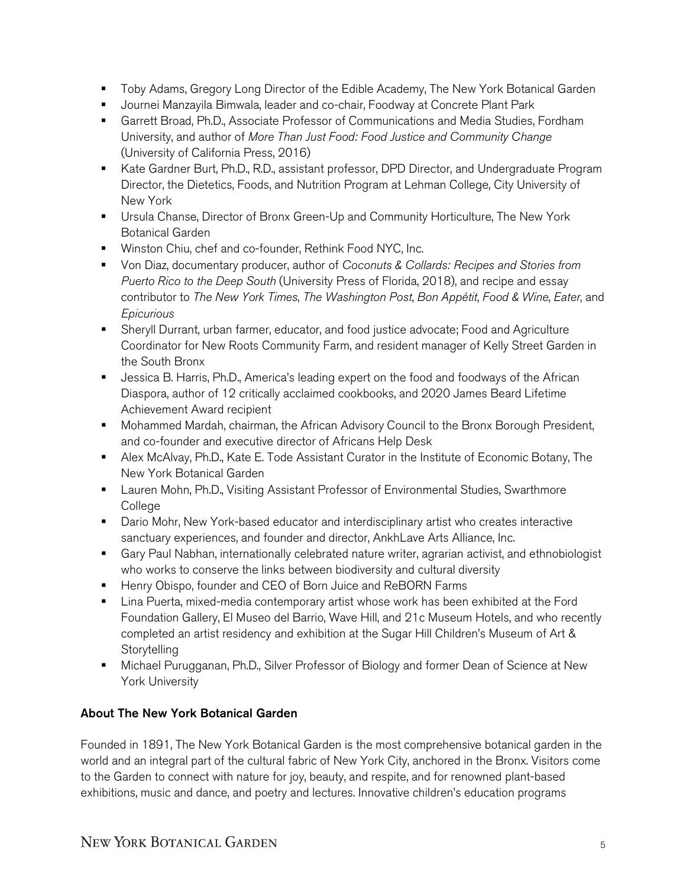- Toby Adams, Gregory Long Director of the Edible Academy, The New York Botanical Garden
- Journei Manzayila Bimwala, leader and co-chair, Foodway at Concrete Plant Park
- Garrett Broad, Ph.D., Associate Professor of Communications and Media Studies, Fordham University, and author of *More Than Just Food: Food Justice and Community Change* (University of California Press, 2016)
- Kate Gardner Burt, Ph.D., R.D., assistant professor, DPD Director, and Undergraduate Program Director, the Dietetics, Foods, and Nutrition Program at Lehman College, City University of New York
- Ursula Chanse, Director of Bronx Green-Up and Community Horticulture, The New York Botanical Garden
- Winston Chiu, chef and co-founder, Rethink Food NYC, Inc.
- Von Diaz, documentary producer, author of *Coconuts & Collards: Recipes and Stories from Puerto Rico to the Deep South* (University Press of Florida, 2018), and recipe and essay contributor to *The New York Times*, *The Washington Post*, *Bon Appétit*, *Food & Wine*, *Eater*, and *Epicurious*
- Sheryll Durrant, urban farmer, educator, and food justice advocate; Food and Agriculture Coordinator for New Roots Community Farm, and resident manager of Kelly Street Garden in the South Bronx
- Jessica B. Harris, Ph.D., America's leading expert on the food and foodways of the African Diaspora, author of 12 critically acclaimed cookbooks, and 2020 James Beard Lifetime Achievement Award recipient
- Mohammed Mardah, chairman, the African Advisory Council to the Bronx Borough President, and co-founder and executive director of Africans Help Desk
- Alex McAlvay, Ph.D., Kate E. Tode Assistant Curator in the Institute of Economic Botany, The New York Botanical Garden
- Lauren Mohn, Ph.D., Visiting Assistant Professor of Environmental Studies, Swarthmore College
- Dario Mohr, New York-based educator and interdisciplinary artist who creates interactive sanctuary experiences, and founder and director, AnkhLave Arts Alliance, Inc.
- Gary Paul Nabhan, internationally celebrated nature writer, agrarian activist, and ethnobiologist who works to conserve the links between biodiversity and cultural diversity
- Henry Obispo, founder and CEO of Born Juice and ReBORN Farms
- Lina Puerta, mixed-media contemporary artist whose work has been exhibited at the Ford Foundation Gallery, El Museo del Barrio, Wave Hill, and 21c Museum Hotels, and who recently completed an artist residency and exhibition at the Sugar Hill Children's Museum of Art & Storytelling
- Michael Purugganan, Ph.D., Silver Professor of Biology and former Dean of Science at New York University

**About The New York Botanical Garden**

Founded in 1891, The New York Botanical Garden is the most comprehensive botanical garden in the world and an integral part of the cultural fabric of New York City, anchored in the Bronx. Visitors come to the Garden to connect with nature for joy, beauty, and respite, and for renowned plant-based exhibitions, music and dance, and poetry and lectures. Innovative children's education programs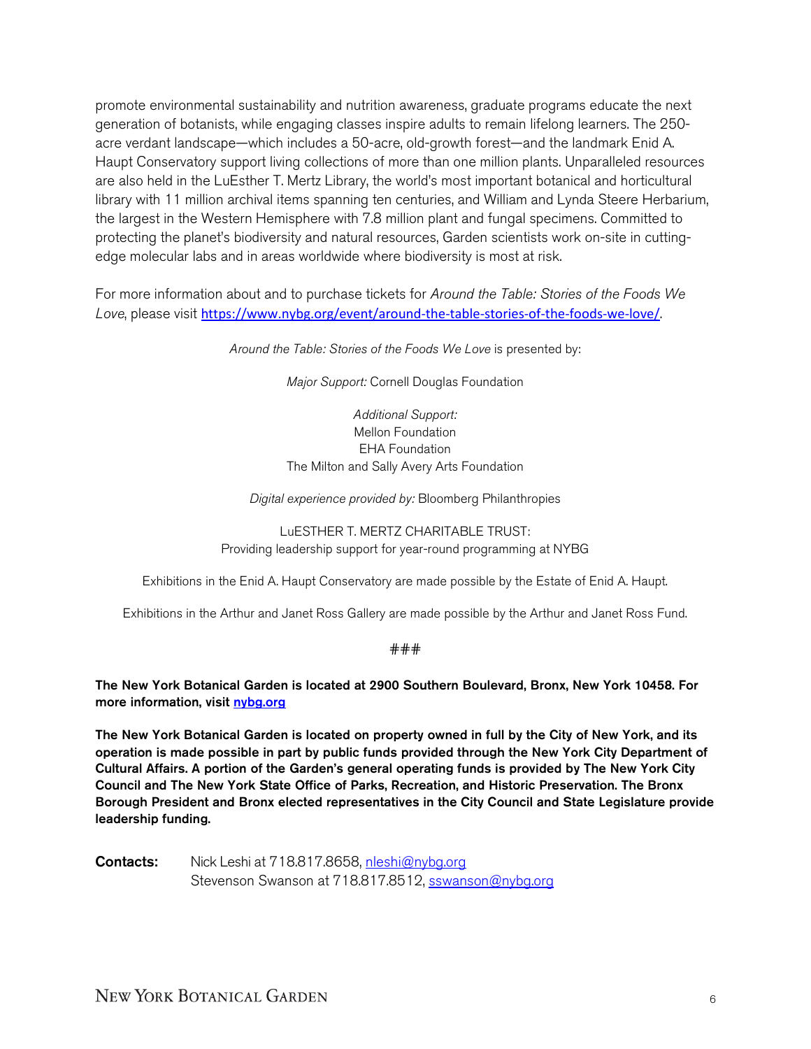promote environmental sustainability and nutrition awareness, graduate programs educate the next generation of botanists, while engaging classes inspire adults to remain lifelong learners. The 250-acre verdant landscape—which includes a 50-acre, old-growth forest—and the landmark Enid A. Haupt Conservatory support living collections of more than one million plants. Unparalleled resources are also held in the LuEsther T. Mertz Library, the world's most important botanical and horticultural library with 11 million archival items spanning ten centuries, and William and Lynda Steere Herbarium, the largest in the Western Hemisphere with 7.8 million plant and fungal specimens. Committed to protecting the planet's biodiversity and natural resources, Garden scientists work on-site in cutting-edge molecular labs and in areas worldwide where biodiversity is most at risk.

For more information about and to purchase tickets for *Around the Table: Stories of the Foods We Love*, please visit [https://www.nybg.org/event/around-the-table-stories-of-the-foods-we-love/](https://www.nybg.org/event/around-the-table-stories-of-the-foods-we-love/).

*Around the Table: Stories of the Foods We Love* is presented by:

*Major Support:* Cornell Douglas Foundation

*Additional Support:*
Mellon Foundation
EHA Foundation
The Milton and Sally Avery Arts Foundation

*Digital experience provided by:* Bloomberg Philanthropies

LuESTHER T. MERTZ CHARITABLE TRUST:
Providing leadership support for year-round programming at NYBG

Exhibitions in the Enid A. Haupt Conservatory are made possible by the Estate of Enid A. Haupt.

Exhibitions in the Arthur and Janet Ross Gallery are made possible by the Arthur and Janet Ross Fund.

###

**The New York Botanical Garden is located at 2900 Southern Boulevard, Bronx, New York 10458. For more information, visit [nybg.org](https://nybg.org)**

**The New York Botanical Garden is located on property owned in full by the City of New York, and its operation is made possible in part by public funds provided through the New York City Department of Cultural Affairs. A portion of the Garden's general operating funds is provided by The New York City Council and The New York State Office of Parks, Recreation, and Historic Preservation. The Bronx Borough President and Bronx elected representatives in the City Council and State Legislature provide leadership funding.**

**Contacts:** Nick Leshi at 718.817.8658, nleshi@nybg.org
Stevenson Swanson at 718.817.8512, sswanson@nybg.org